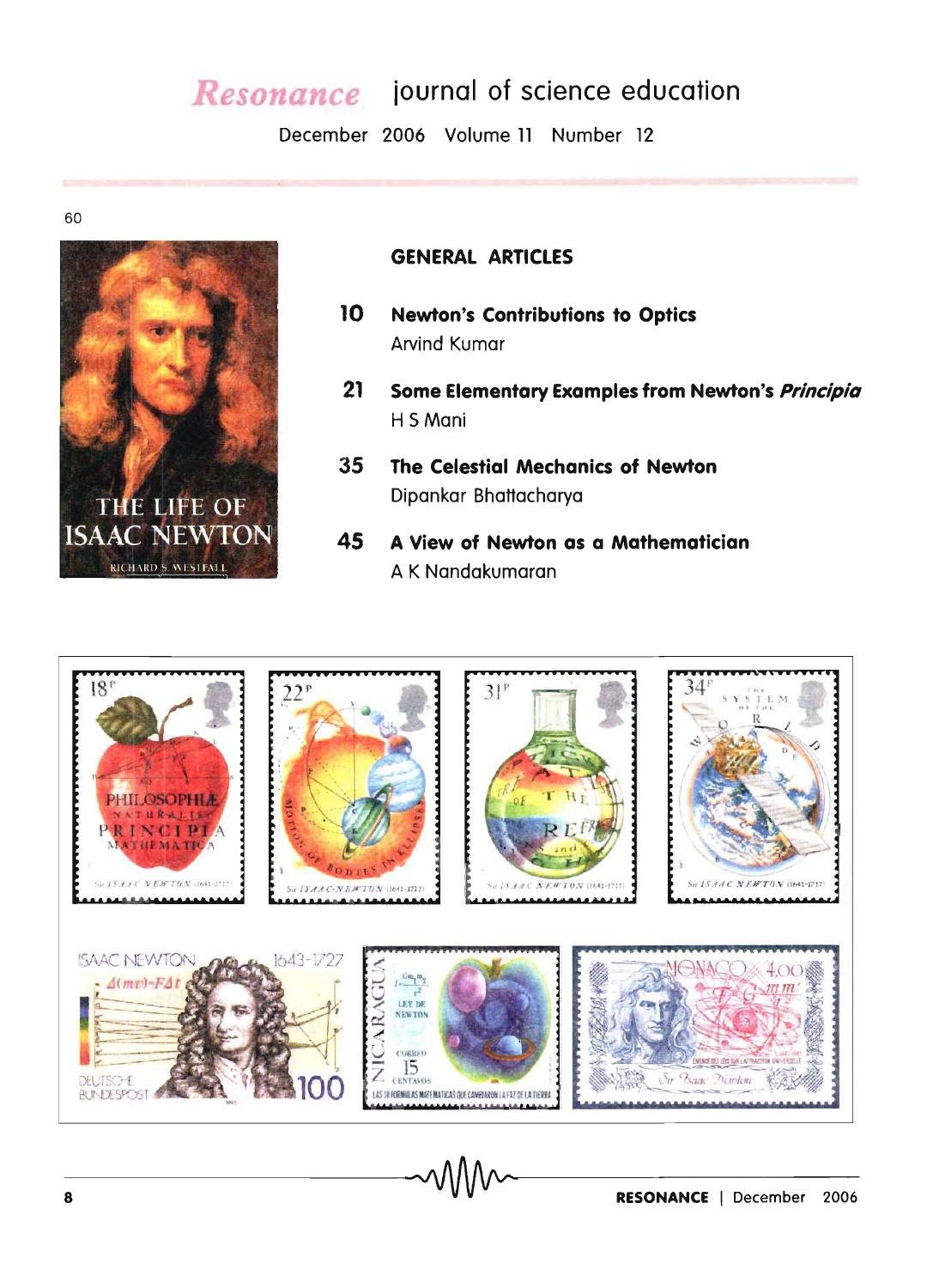# Resonance journal of science education

December 2006 Volume 11 Number 12

60

## GENERAL ARTICLES

**10** **Newton's Contributions to Optics**
Arvind Kumar

**21** **Some Elementary Examples from Newton's *Principia***
H S Mani

**35** **The Celestial Mechanics of Newton**
Dipankar Bhattacharya

**45** **A View of Newton as a Mathematician**
A K Nandakumaran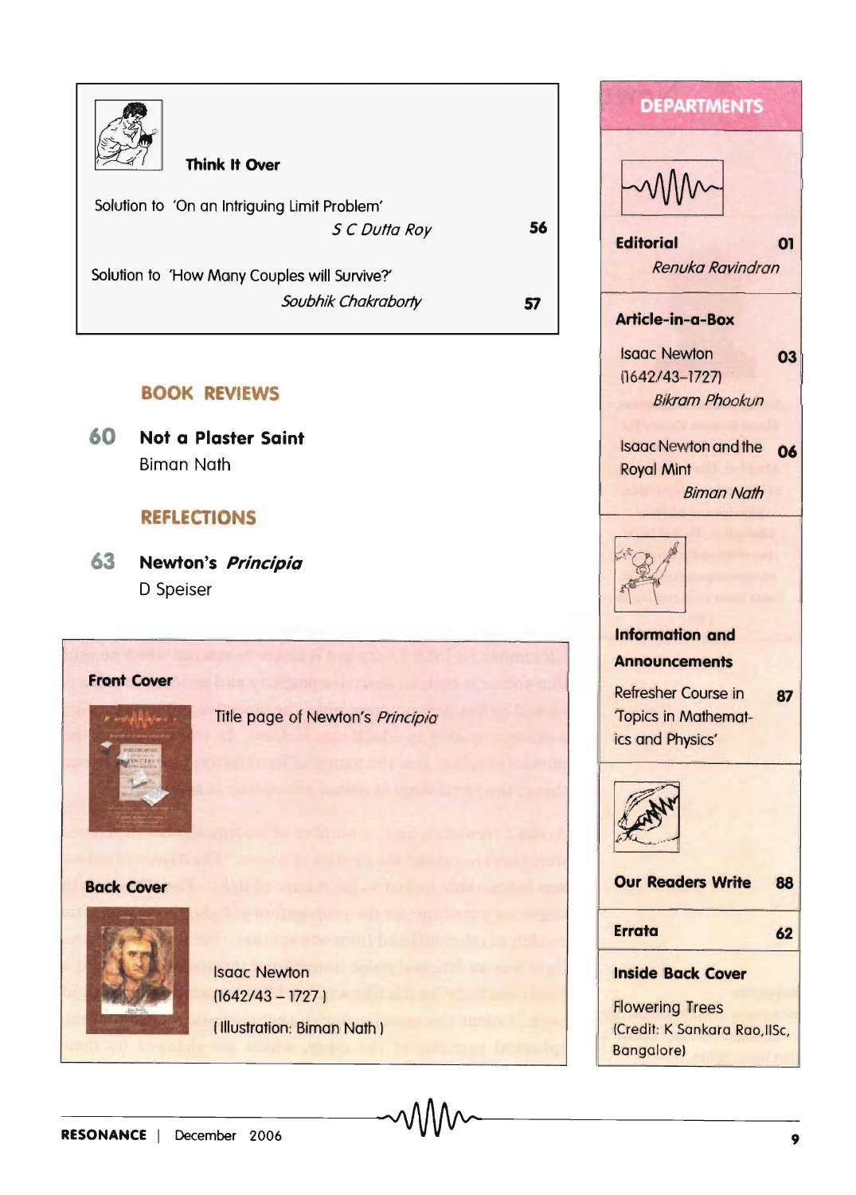## Think It Over

Solution to 'On an Intriguing Limit Problem'
*S C Dutta Roy* 56

Solution to 'How Many Couples will Survive?'
*Soubhik Chakraborty* 57

## BOOK REVIEWS

**60** **Not a Plaster Saint**
Biman Nath

## REFLECTIONS

**63** **Newton's *Principia***
D Speiser

**Front Cover**

Title page of Newton's *Principia*

**Back Cover**

Isaac Newton
(1642/43 – 1727)
(Illustration: Biman Nath)

## DEPARTMENTS

**Editorial** 01
*Renuka Ravindran*

**Article-in-a-Box**

Isaac Newton (1642/43–1727) 03
*Bikram Phookun*

Isaac Newton and the Royal Mint 06
*Biman Nath*

**Information and Announcements**

Refresher Course in 'Topics in Mathematics and Physics' 87

**Our Readers Write** 88

**Errata** 62

**Inside Back Cover**

Flowering Trees
(Credit: K Sankara Rao, IISc, Bangalore)